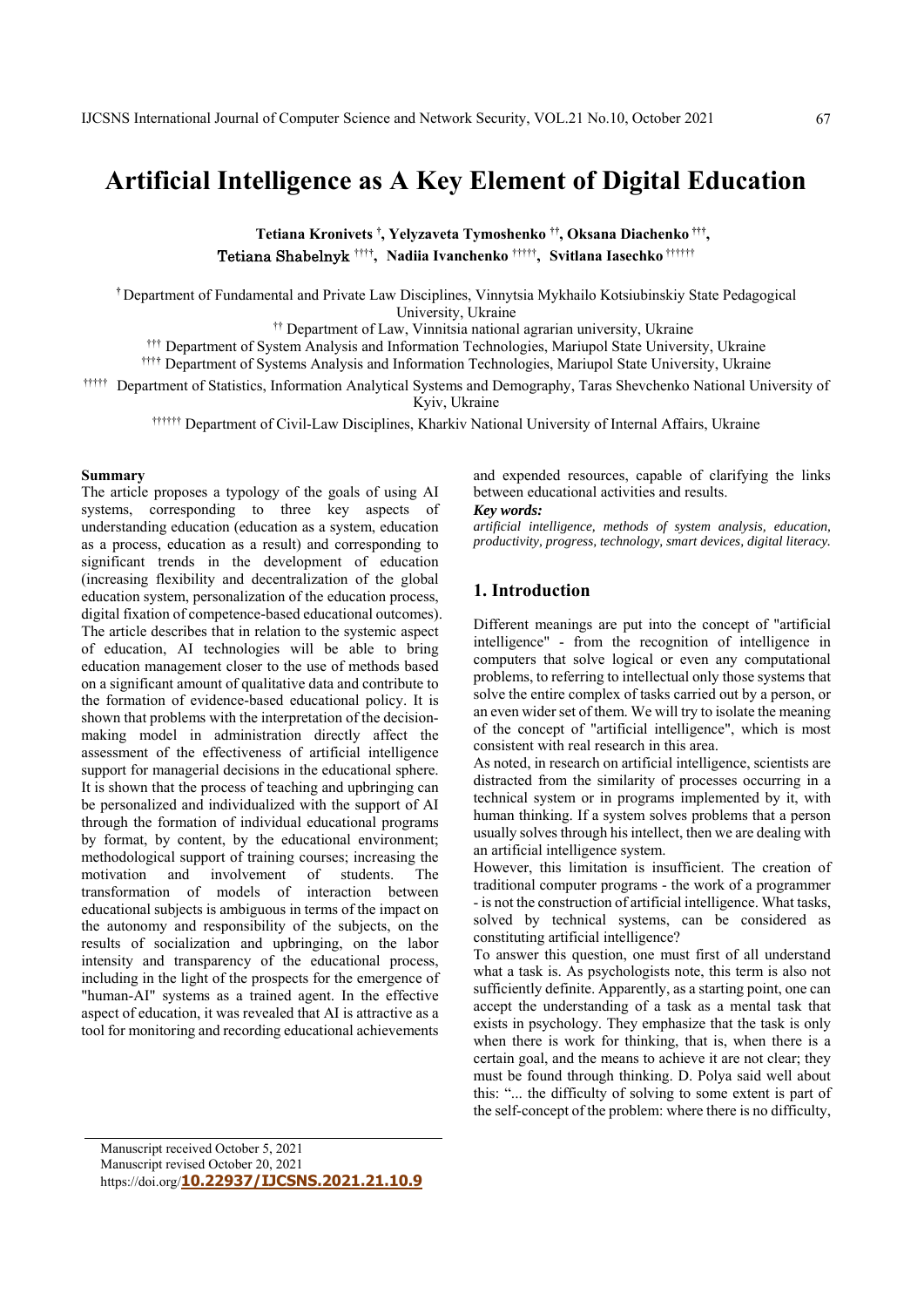# Artificial Intelligence as A Key Element of Digital Education

**Tetiana Kronivets [†], Yelyzaveta Tymoshenko [††], Oksana Diachenko [†††], Tetiana Shabelnyk [††††], Nadiia Ivanchenko [†††††], Svitlana Iasechko [††††††]**

[†] Department of Fundamental and Private Law Disciplines, Vinnytsia Mykhailo Kotsiubinskiy State Pedagogical University, Ukraine

[††] Department of Law, Vinnitsia national agrarian university, Ukraine

[†††] Department of System Analysis and Information Technologies, Mariupol State University, Ukraine

[††††] Department of Systems Analysis and Information Technologies, Mariupol State University, Ukraine

[†††††] Department of Statistics, Information Analytical Systems and Demography, Taras Shevchenko National University of Kyiv, Ukraine

[††††††] Department of Civil-Law Disciplines, Kharkiv National University of Internal Affairs, Ukraine

**Summary**

The article proposes a typology of the goals of using AI systems, corresponding to three key aspects of understanding education (education as a system, education as a process, education as a result) and corresponding to significant trends in the development of education (increasing flexibility and decentralization of the global education system, personalization of the education process, digital fixation of competence-based educational outcomes). The article describes that in relation to the systemic aspect of education, AI technologies will be able to bring education management closer to the use of methods based on a significant amount of qualitative data and contribute to the formation of evidence-based educational policy. It is shown that problems with the interpretation of the decision-making model in administration directly affect the assessment of the effectiveness of artificial intelligence support for managerial decisions in the educational sphere. It is shown that the process of teaching and upbringing can be personalized and individualized with the support of AI through the formation of individual educational programs by format, by content, by the educational environment; methodological support of training courses; increasing the motivation and involvement of students. The transformation of models of interaction between educational subjects is ambiguous in terms of the impact on the autonomy and responsibility of the subjects, on the results of socialization and upbringing, on the labor intensity and transparency of the educational process, including in the light of the prospects for the emergence of "human-AI" systems as a trained agent. In the effective aspect of education, it was revealed that AI is attractive as a tool for monitoring and recording educational achievements and expended resources, capable of clarifying the links between educational activities and results.

***Key words:***

*artificial intelligence, methods of system analysis, education, productivity, progress, technology, smart devices, digital literacy.*

## 1. Introduction

Different meanings are put into the concept of "artificial intelligence" - from the recognition of intelligence in computers that solve logical or even any computational problems, to referring to intellectual only those systems that solve the entire complex of tasks carried out by a person, or an even wider set of them. We will try to isolate the meaning of the concept of "artificial intelligence", which is most consistent with real research in this area.

As noted, in research on artificial intelligence, scientists are distracted from the similarity of processes occurring in a technical system or in programs implemented by it, with human thinking. If a system solves problems that a person usually solves through his intellect, then we are dealing with an artificial intelligence system.

However, this limitation is insufficient. The creation of traditional computer programs - the work of a programmer - is not the construction of artificial intelligence. What tasks, solved by technical systems, can be considered as constituting artificial intelligence?

To answer this question, one must first of all understand what a task is. As psychologists note, this term is also not sufficiently definite. Apparently, as a starting point, one can accept the understanding of a task as a mental task that exists in psychology. They emphasize that the task is only when there is work for thinking, that is, when there is a certain goal, and the means to achieve it are not clear; they must be found through thinking. D. Polya said well about this: "... the difficulty of solving to some extent is part of the self-concept of the problem: where there is no difficulty,

Manuscript received October 5, 2021
Manuscript revised October 20, 2021
https://doi.org/10.22937/IJCSNS.2021.21.10.9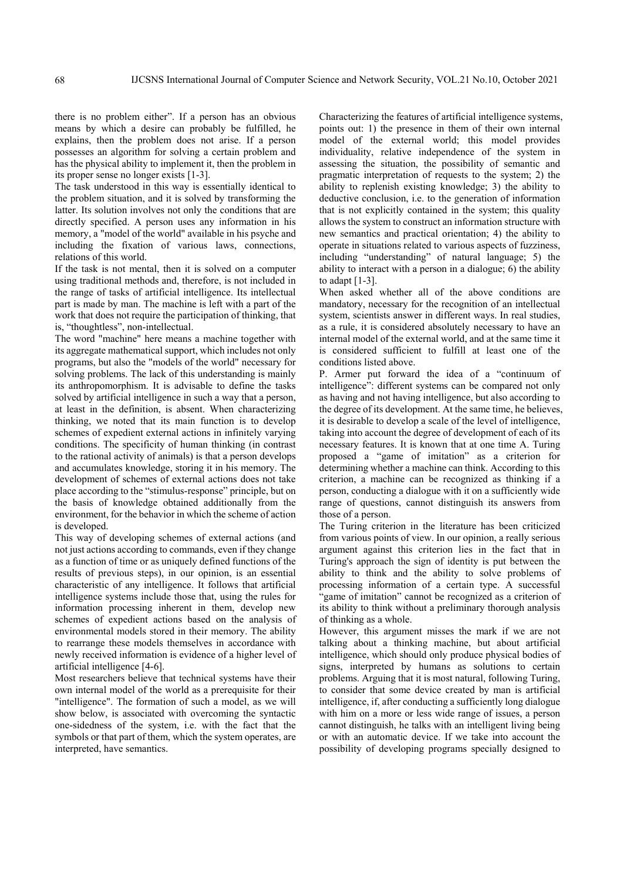there is no problem either". If a person has an obvious means by which a desire can probably be fulfilled, he explains, then the problem does not arise. If a person possesses an algorithm for solving a certain problem and has the physical ability to implement it, then the problem in its proper sense no longer exists [1-3].

The task understood in this way is essentially identical to the problem situation, and it is solved by transforming the latter. Its solution involves not only the conditions that are directly specified. A person uses any information in his memory, a "model of the world" available in his psyche and including the fixation of various laws, connections, relations of this world.

If the task is not mental, then it is solved on a computer using traditional methods and, therefore, is not included in the range of tasks of artificial intelligence. Its intellectual part is made by man. The machine is left with a part of the work that does not require the participation of thinking, that is, "thoughtless", non-intellectual.

The word "machine" here means a machine together with its aggregate mathematical support, which includes not only programs, but also the "models of the world" necessary for solving problems. The lack of this understanding is mainly its anthropomorphism. It is advisable to define the tasks solved by artificial intelligence in such a way that a person, at least in the definition, is absent. When characterizing thinking, we noted that its main function is to develop schemes of expedient external actions in infinitely varying conditions. The specificity of human thinking (in contrast to the rational activity of animals) is that a person develops and accumulates knowledge, storing it in his memory. The development of schemes of external actions does not take place according to the "stimulus-response" principle, but on the basis of knowledge obtained additionally from the environment, for the behavior in which the scheme of action is developed.

This way of developing schemes of external actions (and not just actions according to commands, even if they change as a function of time or as uniquely defined functions of the results of previous steps), in our opinion, is an essential characteristic of any intelligence. It follows that artificial intelligence systems include those that, using the rules for information processing inherent in them, develop new schemes of expedient actions based on the analysis of environmental models stored in their memory. The ability to rearrange these models themselves in accordance with newly received information is evidence of a higher level of artificial intelligence [4-6].

Most researchers believe that technical systems have their own internal model of the world as a prerequisite for their "intelligence". The formation of such a model, as we will show below, is associated with overcoming the syntactic one-sidedness of the system, i.e. with the fact that the symbols or that part of them, which the system operates, are interpreted, have semantics.

Characterizing the features of artificial intelligence systems, points out: 1) the presence in them of their own internal model of the external world; this model provides individuality, relative independence of the system in assessing the situation, the possibility of semantic and pragmatic interpretation of requests to the system; 2) the ability to replenish existing knowledge; 3) the ability to deductive conclusion, i.e. to the generation of information that is not explicitly contained in the system; this quality allows the system to construct an information structure with new semantics and practical orientation; 4) the ability to operate in situations related to various aspects of fuzziness, including "understanding" of natural language; 5) the ability to interact with a person in a dialogue; 6) the ability to adapt [1-3].

When asked whether all of the above conditions are mandatory, necessary for the recognition of an intellectual system, scientists answer in different ways. In real studies, as a rule, it is considered absolutely necessary to have an internal model of the external world, and at the same time it is considered sufficient to fulfill at least one of the conditions listed above.

P. Armer put forward the idea of a "continuum of intelligence": different systems can be compared not only as having and not having intelligence, but also according to the degree of its development. At the same time, he believes, it is desirable to develop a scale of the level of intelligence, taking into account the degree of development of each of its necessary features. It is known that at one time A. Turing proposed a "game of imitation" as a criterion for determining whether a machine can think. According to this criterion, a machine can be recognized as thinking if a person, conducting a dialogue with it on a sufficiently wide range of questions, cannot distinguish its answers from those of a person.

The Turing criterion in the literature has been criticized from various points of view. In our opinion, a really serious argument against this criterion lies in the fact that in Turing's approach the sign of identity is put between the ability to think and the ability to solve problems of processing information of a certain type. A successful "game of imitation" cannot be recognized as a criterion of its ability to think without a preliminary thorough analysis of thinking as a whole.

However, this argument misses the mark if we are not talking about a thinking machine, but about artificial intelligence, which should only produce physical bodies of signs, interpreted by humans as solutions to certain problems. Arguing that it is most natural, following Turing, to consider that some device created by man is artificial intelligence, if, after conducting a sufficiently long dialogue with him on a more or less wide range of issues, a person cannot distinguish, he talks with an intelligent living being or with an automatic device. If we take into account the possibility of developing programs specially designed to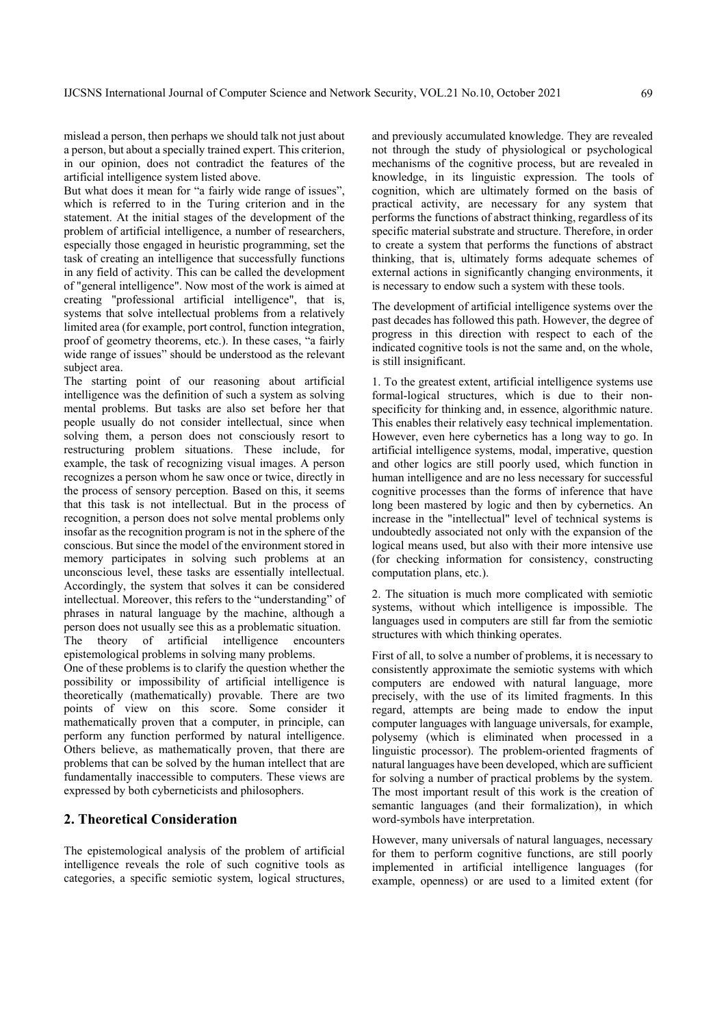mislead a person, then perhaps we should talk not just about a person, but about a specially trained expert. This criterion, in our opinion, does not contradict the features of the artificial intelligence system listed above.

But what does it mean for "a fairly wide range of issues", which is referred to in the Turing criterion and in the statement. At the initial stages of the development of the problem of artificial intelligence, a number of researchers, especially those engaged in heuristic programming, set the task of creating an intelligence that successfully functions in any field of activity. This can be called the development of "general intelligence". Now most of the work is aimed at creating "professional artificial intelligence", that is, systems that solve intellectual problems from a relatively limited area (for example, port control, function integration, proof of geometry theorems, etc.). In these cases, "a fairly wide range of issues" should be understood as the relevant subject area.

The starting point of our reasoning about artificial intelligence was the definition of such a system as solving mental problems. But tasks are also set before her that people usually do not consider intellectual, since when solving them, a person does not consciously resort to restructuring problem situations. These include, for example, the task of recognizing visual images. A person recognizes a person whom he saw once or twice, directly in the process of sensory perception. Based on this, it seems that this task is not intellectual. But in the process of recognition, a person does not solve mental problems only insofar as the recognition program is not in the sphere of the conscious. But since the model of the environment stored in memory participates in solving such problems at an unconscious level, these tasks are essentially intellectual. Accordingly, the system that solves it can be considered intellectual. Moreover, this refers to the "understanding" of phrases in natural language by the machine, although a person does not usually see this as a problematic situation.

The theory of artificial intelligence encounters epistemological problems in solving many problems.

One of these problems is to clarify the question whether the possibility or impossibility of artificial intelligence is theoretically (mathematically) provable. There are two points of view on this score. Some consider it mathematically proven that a computer, in principle, can perform any function performed by natural intelligence. Others believe, as mathematically proven, that there are problems that can be solved by the human intellect that are fundamentally inaccessible to computers. These views are expressed by both cyberneticists and philosophers.

## 2. Theoretical Consideration

The epistemological analysis of the problem of artificial intelligence reveals the role of such cognitive tools as categories, a specific semiotic system, logical structures, and previously accumulated knowledge. They are revealed not through the study of physiological or psychological mechanisms of the cognitive process, but are revealed in knowledge, in its linguistic expression. The tools of cognition, which are ultimately formed on the basis of practical activity, are necessary for any system that performs the functions of abstract thinking, regardless of its specific material substrate and structure. Therefore, in order to create a system that performs the functions of abstract thinking, that is, ultimately forms adequate schemes of external actions in significantly changing environments, it is necessary to endow such a system with these tools.

The development of artificial intelligence systems over the past decades has followed this path. However, the degree of progress in this direction with respect to each of the indicated cognitive tools is not the same and, on the whole, is still insignificant.

1. To the greatest extent, artificial intelligence systems use formal-logical structures, which is due to their non-specificity for thinking and, in essence, algorithmic nature. This enables their relatively easy technical implementation. However, even here cybernetics has a long way to go. In artificial intelligence systems, modal, imperative, question and other logics are still poorly used, which function in human intelligence and are no less necessary for successful cognitive processes than the forms of inference that have long been mastered by logic and then by cybernetics. An increase in the "intellectual" level of technical systems is undoubtedly associated not only with the expansion of the logical means used, but also with their more intensive use (for checking information for consistency, constructing computation plans, etc.).

2. The situation is much more complicated with semiotic systems, without which intelligence is impossible. The languages used in computers are still far from the semiotic structures with which thinking operates.

First of all, to solve a number of problems, it is necessary to consistently approximate the semiotic systems with which computers are endowed with natural language, more precisely, with the use of its limited fragments. In this regard, attempts are being made to endow the input computer languages with language universals, for example, polysemy (which is eliminated when processed in a linguistic processor). The problem-oriented fragments of natural languages have been developed, which are sufficient for solving a number of practical problems by the system. The most important result of this work is the creation of semantic languages (and their formalization), in which word-symbols have interpretation.

However, many universals of natural languages, necessary for them to perform cognitive functions, are still poorly implemented in artificial intelligence languages (for example, openness) or are used to a limited extent (for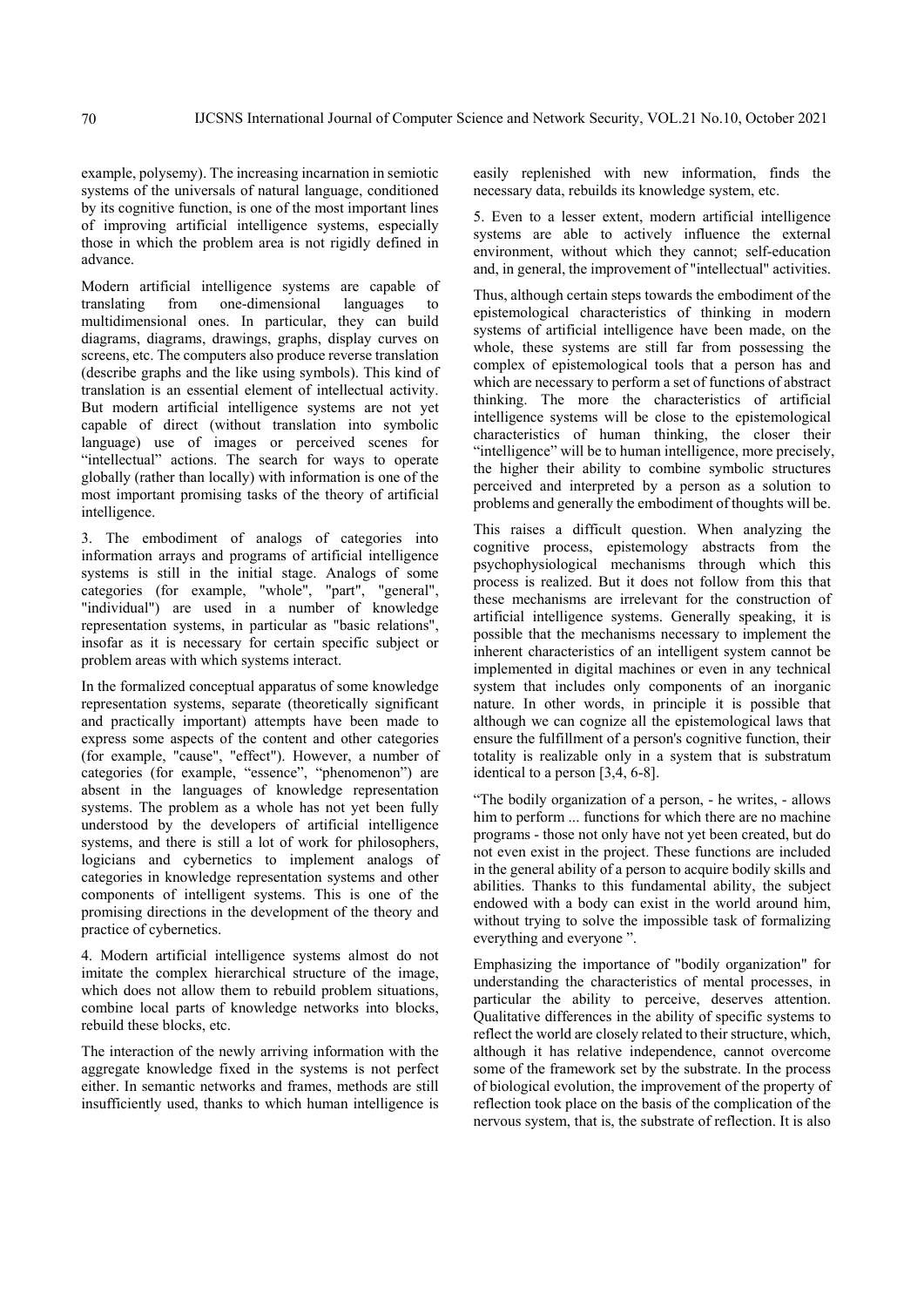example, polysemy). The increasing incarnation in semiotic systems of the universals of natural language, conditioned by its cognitive function, is one of the most important lines of improving artificial intelligence systems, especially those in which the problem area is not rigidly defined in advance.

Modern artificial intelligence systems are capable of translating from one-dimensional languages to multidimensional ones. In particular, they can build diagrams, diagrams, drawings, graphs, display curves on screens, etc. The computers also produce reverse translation (describe graphs and the like using symbols). This kind of translation is an essential element of intellectual activity. But modern artificial intelligence systems are not yet capable of direct (without translation into symbolic language) use of images or perceived scenes for "intellectual" actions. The search for ways to operate globally (rather than locally) with information is one of the most important promising tasks of the theory of artificial intelligence.

3. The embodiment of analogs of categories into information arrays and programs of artificial intelligence systems is still in the initial stage. Analogs of some categories (for example, "whole", "part", "general", "individual") are used in a number of knowledge representation systems, in particular as "basic relations", insofar as it is necessary for certain specific subject or problem areas with which systems interact.

In the formalized conceptual apparatus of some knowledge representation systems, separate (theoretically significant and practically important) attempts have been made to express some aspects of the content and other categories (for example, "cause", "effect"). However, a number of categories (for example, "essence", "phenomenon") are absent in the languages of knowledge representation systems. The problem as a whole has not yet been fully understood by the developers of artificial intelligence systems, and there is still a lot of work for philosophers, logicians and cybernetics to implement analogs of categories in knowledge representation systems and other components of intelligent systems. This is one of the promising directions in the development of the theory and practice of cybernetics.

4. Modern artificial intelligence systems almost do not imitate the complex hierarchical structure of the image, which does not allow them to rebuild problem situations, combine local parts of knowledge networks into blocks, rebuild these blocks, etc.

The interaction of the newly arriving information with the aggregate knowledge fixed in the systems is not perfect either. In semantic networks and frames, methods are still insufficiently used, thanks to which human intelligence is easily replenished with new information, finds the necessary data, rebuilds its knowledge system, etc.

5. Even to a lesser extent, modern artificial intelligence systems are able to actively influence the external environment, without which they cannot; self-education and, in general, the improvement of "intellectual" activities.

Thus, although certain steps towards the embodiment of the epistemological characteristics of thinking in modern systems of artificial intelligence have been made, on the whole, these systems are still far from possessing the complex of epistemological tools that a person has and which are necessary to perform a set of functions of abstract thinking. The more the characteristics of artificial intelligence systems will be close to the epistemological characteristics of human thinking, the closer their "intelligence" will be to human intelligence, more precisely, the higher their ability to combine symbolic structures perceived and interpreted by a person as a solution to problems and generally the embodiment of thoughts will be.

This raises a difficult question. When analyzing the cognitive process, epistemology abstracts from the psychophysiological mechanisms through which this process is realized. But it does not follow from this that these mechanisms are irrelevant for the construction of artificial intelligence systems. Generally speaking, it is possible that the mechanisms necessary to implement the inherent characteristics of an intelligent system cannot be implemented in digital machines or even in any technical system that includes only components of an inorganic nature. In other words, in principle it is possible that although we can cognize all the epistemological laws that ensure the fulfillment of a person's cognitive function, their totality is realizable only in a system that is substratum identical to a person [3,4, 6-8].

"The bodily organization of a person, - he writes, - allows him to perform ... functions for which there are no machine programs - those not only have not yet been created, but do not even exist in the project. These functions are included in the general ability of a person to acquire bodily skills and abilities. Thanks to this fundamental ability, the subject endowed with a body can exist in the world around him, without trying to solve the impossible task of formalizing everything and everyone ".

Emphasizing the importance of "bodily organization" for understanding the characteristics of mental processes, in particular the ability to perceive, deserves attention. Qualitative differences in the ability of specific systems to reflect the world are closely related to their structure, which, although it has relative independence, cannot overcome some of the framework set by the substrate. In the process of biological evolution, the improvement of the property of reflection took place on the basis of the complication of the nervous system, that is, the substrate of reflection. It is also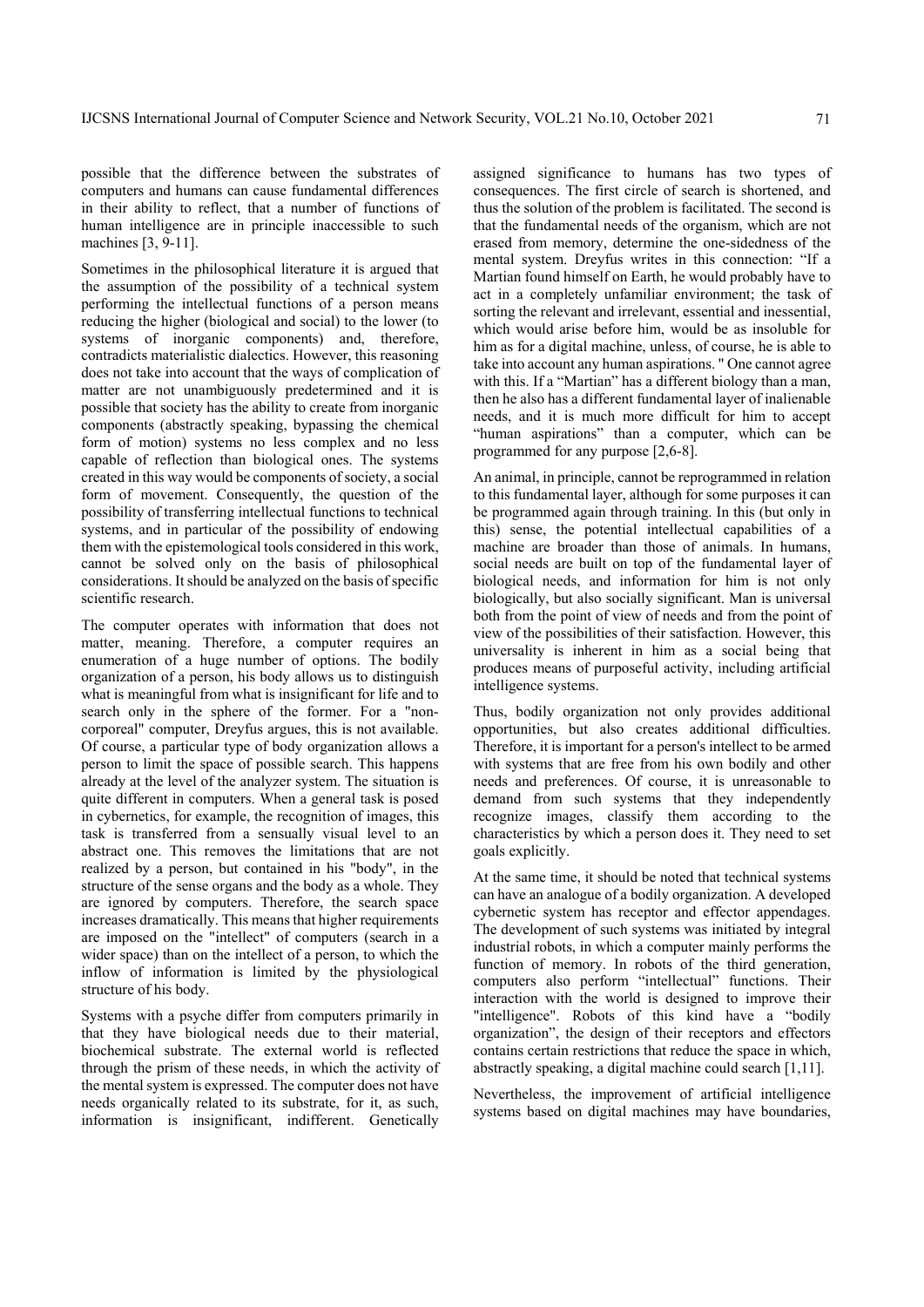possible that the difference between the substrates of computers and humans can cause fundamental differences in their ability to reflect, that a number of functions of human intelligence are in principle inaccessible to such machines [3, 9-11].

Sometimes in the philosophical literature it is argued that the assumption of the possibility of a technical system performing the intellectual functions of a person means reducing the higher (biological and social) to the lower (to systems of inorganic components) and, therefore, contradicts materialistic dialectics. However, this reasoning does not take into account that the ways of complication of matter are not unambiguously predetermined and it is possible that society has the ability to create from inorganic components (abstractly speaking, bypassing the chemical form of motion) systems no less complex and no less capable of reflection than biological ones. The systems created in this way would be components of society, a social form of movement. Consequently, the question of the possibility of transferring intellectual functions to technical systems, and in particular of the possibility of endowing them with the epistemological tools considered in this work, cannot be solved only on the basis of philosophical considerations. It should be analyzed on the basis of specific scientific research.

The computer operates with information that does not matter, meaning. Therefore, a computer requires an enumeration of a huge number of options. The bodily organization of a person, his body allows us to distinguish what is meaningful from what is insignificant for life and to search only in the sphere of the former. For a "non-corporeal" computer, Dreyfus argues, this is not available. Of course, a particular type of body organization allows a person to limit the space of possible search. This happens already at the level of the analyzer system. The situation is quite different in computers. When a general task is posed in cybernetics, for example, the recognition of images, this task is transferred from a sensually visual level to an abstract one. This removes the limitations that are not realized by a person, but contained in his "body", in the structure of the sense organs and the body as a whole. They are ignored by computers. Therefore, the search space increases dramatically. This means that higher requirements are imposed on the "intellect" of computers (search in a wider space) than on the intellect of a person, to which the inflow of information is limited by the physiological structure of his body.

Systems with a psyche differ from computers primarily in that they have biological needs due to their material, biochemical substrate. The external world is reflected through the prism of these needs, in which the activity of the mental system is expressed. The computer does not have needs organically related to its substrate, for it, as such, information is insignificant, indifferent. Genetically assigned significance to humans has two types of consequences. The first circle of search is shortened, and thus the solution of the problem is facilitated. The second is that the fundamental needs of the organism, which are not erased from memory, determine the one-sidedness of the mental system. Dreyfus writes in this connection: "If a Martian found himself on Earth, he would probably have to act in a completely unfamiliar environment; the task of sorting the relevant and irrelevant, essential and inessential, which would arise before him, would be as insoluble for him as for a digital machine, unless, of course, he is able to take into account any human aspirations. " One cannot agree with this. If a "Martian" has a different biology than a man, then he also has a different fundamental layer of inalienable needs, and it is much more difficult for him to accept "human aspirations" than a computer, which can be programmed for any purpose [2,6-8].

An animal, in principle, cannot be reprogrammed in relation to this fundamental layer, although for some purposes it can be programmed again through training. In this (but only in this) sense, the potential intellectual capabilities of a machine are broader than those of animals. In humans, social needs are built on top of the fundamental layer of biological needs, and information for him is not only biologically, but also socially significant. Man is universal both from the point of view of needs and from the point of view of the possibilities of their satisfaction. However, this universality is inherent in him as a social being that produces means of purposeful activity, including artificial intelligence systems.

Thus, bodily organization not only provides additional opportunities, but also creates additional difficulties. Therefore, it is important for a person's intellect to be armed with systems that are free from his own bodily and other needs and preferences. Of course, it is unreasonable to demand from such systems that they independently recognize images, classify them according to the characteristics by which a person does it. They need to set goals explicitly.

At the same time, it should be noted that technical systems can have an analogue of a bodily organization. A developed cybernetic system has receptor and effector appendages. The development of such systems was initiated by integral industrial robots, in which a computer mainly performs the function of memory. In robots of the third generation, computers also perform "intellectual" functions. Their interaction with the world is designed to improve their "intelligence". Robots of this kind have a "bodily organization", the design of their receptors and effectors contains certain restrictions that reduce the space in which, abstractly speaking, a digital machine could search [1,11].

Nevertheless, the improvement of artificial intelligence systems based on digital machines may have boundaries,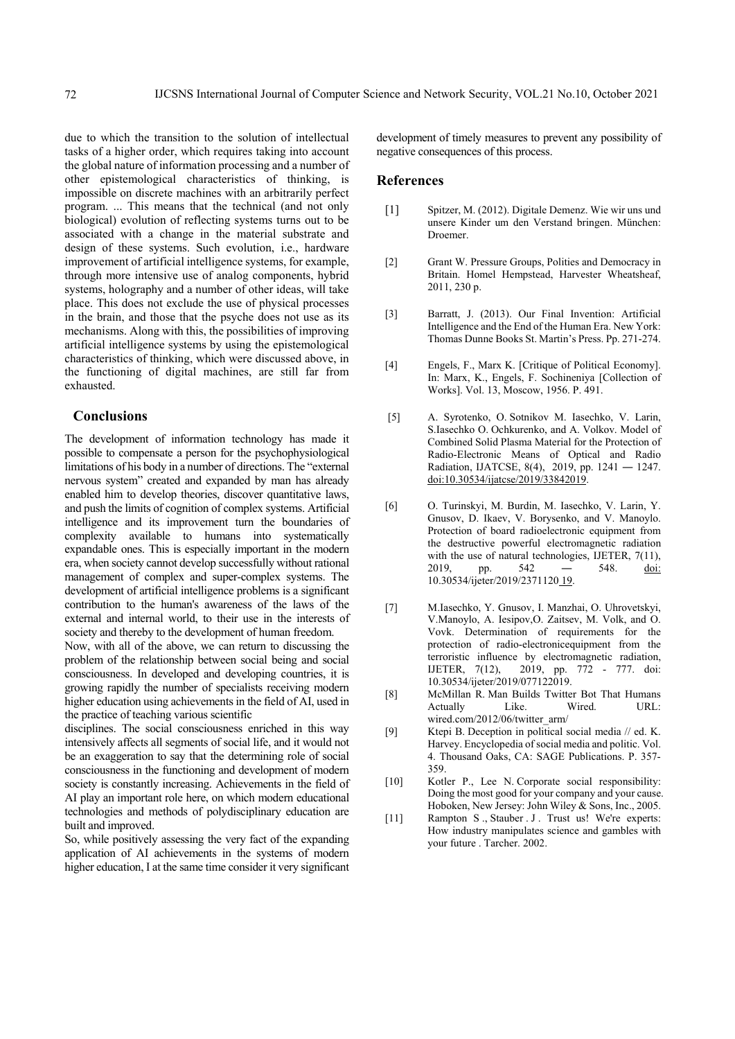due to which the transition to the solution of intellectual tasks of a higher order, which requires taking into account the global nature of information processing and a number of other epistemological characteristics of thinking, is impossible on discrete machines with an arbitrarily perfect program. ... This means that the technical (and not only biological) evolution of reflecting systems turns out to be associated with a change in the material substrate and design of these systems. Such evolution, i.e., hardware improvement of artificial intelligence systems, for example, through more intensive use of analog components, hybrid systems, holography and a number of other ideas, will take place. This does not exclude the use of physical processes in the brain, and those that the psyche does not use as its mechanisms. Along with this, the possibilities of improving artificial intelligence systems by using the epistemological characteristics of thinking, which were discussed above, in the functioning of digital machines, are still far from exhausted.

## Conclusions

The development of information technology has made it possible to compensate a person for the psychophysiological limitations of his body in a number of directions. The "external nervous system" created and expanded by man has already enabled him to develop theories, discover quantitative laws, and push the limits of cognition of complex systems. Artificial intelligence and its improvement turn the boundaries of complexity available to humans into systematically expandable ones. This is especially important in the modern era, when society cannot develop successfully without rational management of complex and super-complex systems. The development of artificial intelligence problems is a significant contribution to the human's awareness of the laws of the external and internal world, to their use in the interests of society and thereby to the development of human freedom.

Now, with all of the above, we can return to discussing the problem of the relationship between social being and social consciousness. In developed and developing countries, it is growing rapidly the number of specialists receiving modern higher education using achievements in the field of AI, used in the practice of teaching various scientific disciplines. The social consciousness enriched in this way intensively affects all segments of social life, and it would not be an exaggeration to say that the determining role of social consciousness in the functioning and development of modern society is constantly increasing. Achievements in the field of AI play an important role here, on which modern educational technologies and methods of polydisciplinary education are built and improved.

So, while positively assessing the very fact of the expanding application of AI achievements in the systems of modern higher education, I at the same time consider it very significant development of timely measures to prevent any possibility of negative consequences of this process.

## References

[1] Spitzer, M. (2012). Digitale Demenz. Wie wir uns und unsere Kinder um den Verstand bringen. München: Droemer.

[2] Grant W. Pressure Groups, Polities and Democracy in Britain. Homel Hempstead, Harvester Wheatsheaf, 2011, 230 p.

[3] Barratt, J. (2013). Our Final Invention: Artificial Intelligence and the End of the Human Era. New York: Thomas Dunne Books St. Martin's Press. Pp. 271-274.

[4] Engels, F., Marx K. [Critique of Political Economy]. In: Marx, K., Engels, F. Sochineniya [Collection of Works]. Vol. 13, Moscow, 1956. P. 491.

[5] A. Syrotenko, O. Sotnikov M. Iasechko, V. Larin, S.Iasechko O. Ochkurenko, and A. Volkov. Model of Combined Solid Plasma Material for the Protection of Radio-Electronic Means of Optical and Radio Radiation, IJATCSE, 8(4), 2019, pp. 1241 ― 1247. doi:10.30534/ijatcse/2019/33842019.

[6] O. Turinskyi, M. Burdin, M. Iasechko, V. Larin, Y. Gnusov, D. Ikaev, V. Borysenko, and V. Manoylo. Protection of board radioelectronic equipment from the destructive powerful electromagnetic radiation with the use of natural technologies, IJETER, 7(11), 2019, pp. 542 ― 548. doi: 10.30534/ijeter/2019/2371120 19.

[7] M.Iasechko, Y. Gnusov, I. Manzhai, O. Uhrovetskyi, V.Manoylo, A. Iesipov,O. Zaitsev, M. Volk, and O. Vovk. Determination of requirements for the protection of radio-electronicequipment from the terroristic influence by electromagnetic radiation, IJETER, 7(12), 2019, pp. 772 - 777. doi: 10.30534/ijeter/2019/077122019.

[8] McMillan R. Man Builds Twitter Bot That Humans Actually Like. Wired. URL: wired.com/2012/06/twitter_arm/

[9] Ktepi B. Deception in political social media // ed. K. Harvey. Encyclopedia of social media and politic. Vol. 4. Thousand Oaks, CA: SAGE Publications. P. 357-359.

[10] Kotler P., Lee N. Corporate social responsibility: Doing the most good for your company and your cause. Hoboken, New Jersey: John Wiley & Sons, Inc., 2005.

[11] Rampton S ., Stauber . J . Trust us! We're experts: How industry manipulates science and gambles with your future . Tarcher. 2002.